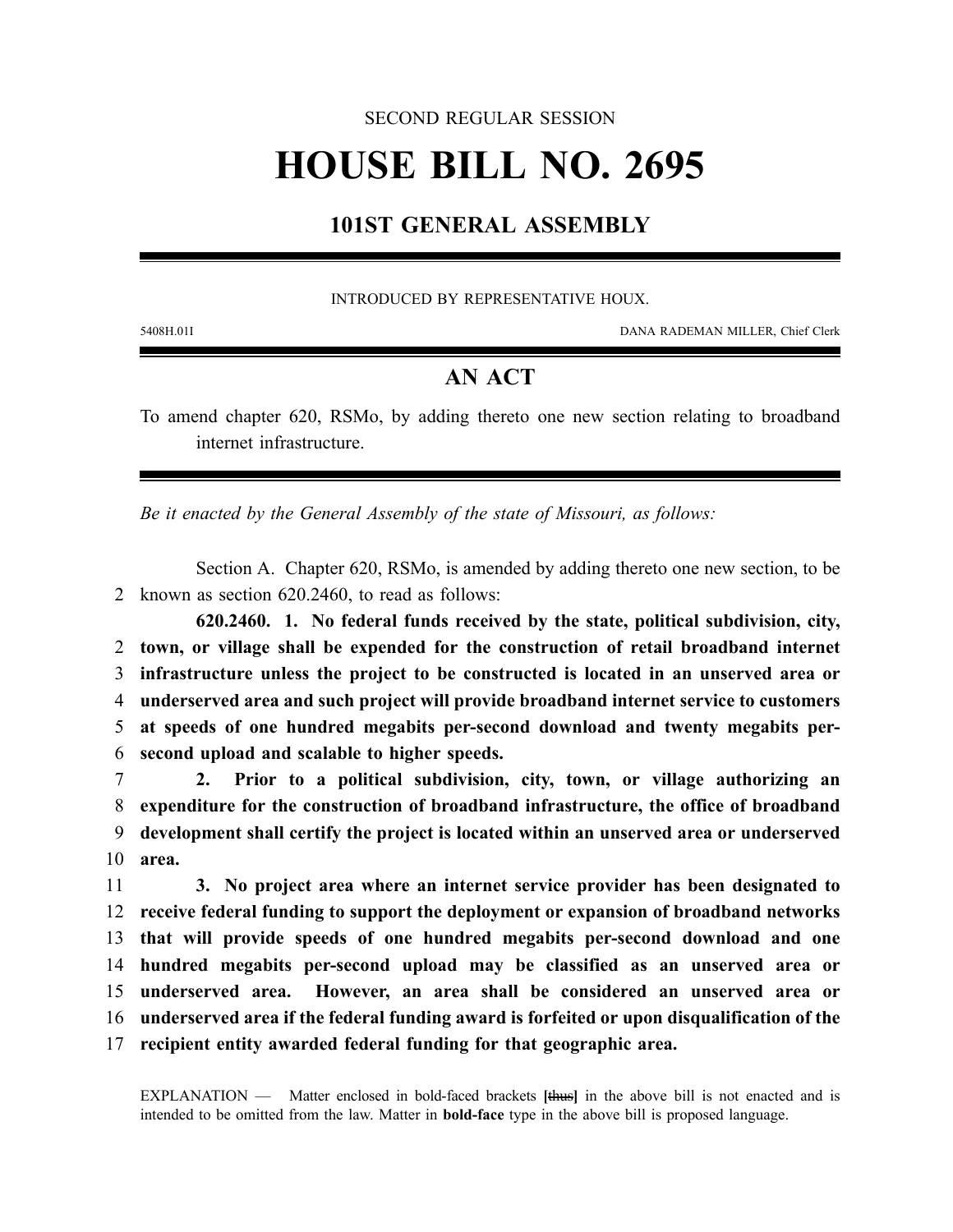SECOND REGULAR SESSION

# HOUSE BILL NO. 2695

## 101ST GENERAL ASSEMBLY

INTRODUCED BY REPRESENTATIVE HOUX.

5408H.01I DANA RADEMAN MILLER, Chief Clerk

## AN ACT

To amend chapter 620, RSMo, by adding thereto one new section relating to broadband internet infrastructure.

*Be it enacted by the General Assembly of the state of Missouri, as follows:*

Section A. Chapter 620, RSMo, is amended by adding thereto one new section, to be
2 known as section 620.2460, to read as follows:

**620.2460. 1. No federal funds received by the state, political subdivision, city,**
2 **town, or village shall be expended for the construction of retail broadband internet**
3 **infrastructure unless the project to be constructed is located in an unserved area or**
4 **underserved area and such project will provide broadband internet service to customers**
5 **at speeds of one hundred megabits per-second download and twenty megabits per-**
6 **second upload and scalable to higher speeds.**
7 **2. Prior to a political subdivision, city, town, or village authorizing an**
8 **expenditure for the construction of broadband infrastructure, the office of broadband**
9 **development shall certify the project is located within an unserved area or underserved**
10 **area.**
11 **3. No project area where an internet service provider has been designated to**
12 **receive federal funding to support the deployment or expansion of broadband networks**
13 **that will provide speeds of one hundred megabits per-second download and one**
14 **hundred megabits per-second upload may be classified as an unserved area or**
15 **underserved area. However, an area shall be considered an unserved area or**
16 **underserved area if the federal funding award is forfeited or upon disqualification of the**
17 **recipient entity awarded federal funding for that geographic area.**

EXPLANATION — Matter enclosed in bold-faced brackets **[**~~thus~~**]** in the above bill is not enacted and is intended to be omitted from the law. Matter in **bold-face** type in the above bill is proposed language.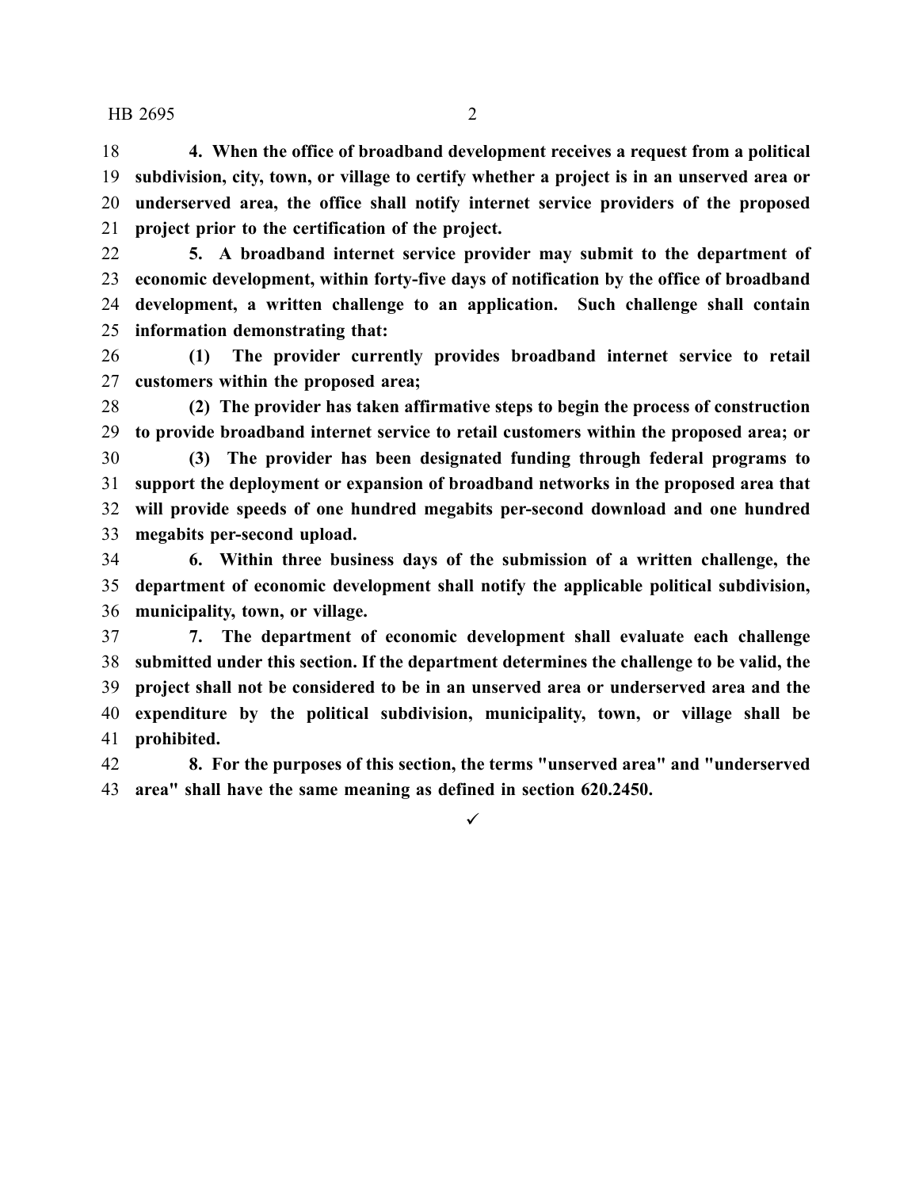**4. When the office of broadband development receives a request from a political subdivision, city, town, or village to certify whether a project is in an unserved area or underserved area, the office shall notify internet service providers of the proposed project prior to the certification of the project.**

**5. A broadband internet service provider may submit to the department of economic development, within forty-five days of notification by the office of broadband development, a written challenge to an application. Such challenge shall contain information demonstrating that:**

**(1) The provider currently provides broadband internet service to retail customers within the proposed area;**

**(2) The provider has taken affirmative steps to begin the process of construction to provide broadband internet service to retail customers within the proposed area; or**

**(3) The provider has been designated funding through federal programs to support the deployment or expansion of broadband networks in the proposed area that will provide speeds of one hundred megabits per-second download and one hundred megabits per-second upload.**

**6. Within three business days of the submission of a written challenge, the department of economic development shall notify the applicable political subdivision, municipality, town, or village.**

**7. The department of economic development shall evaluate each challenge submitted under this section. If the department determines the challenge to be valid, the project shall not be considered to be in an unserved area or underserved area and the expenditure by the political subdivision, municipality, town, or village shall be prohibited.**

**8. For the purposes of this section, the terms "unserved area" and "underserved area" shall have the same meaning as defined in section 620.2450.**

✓